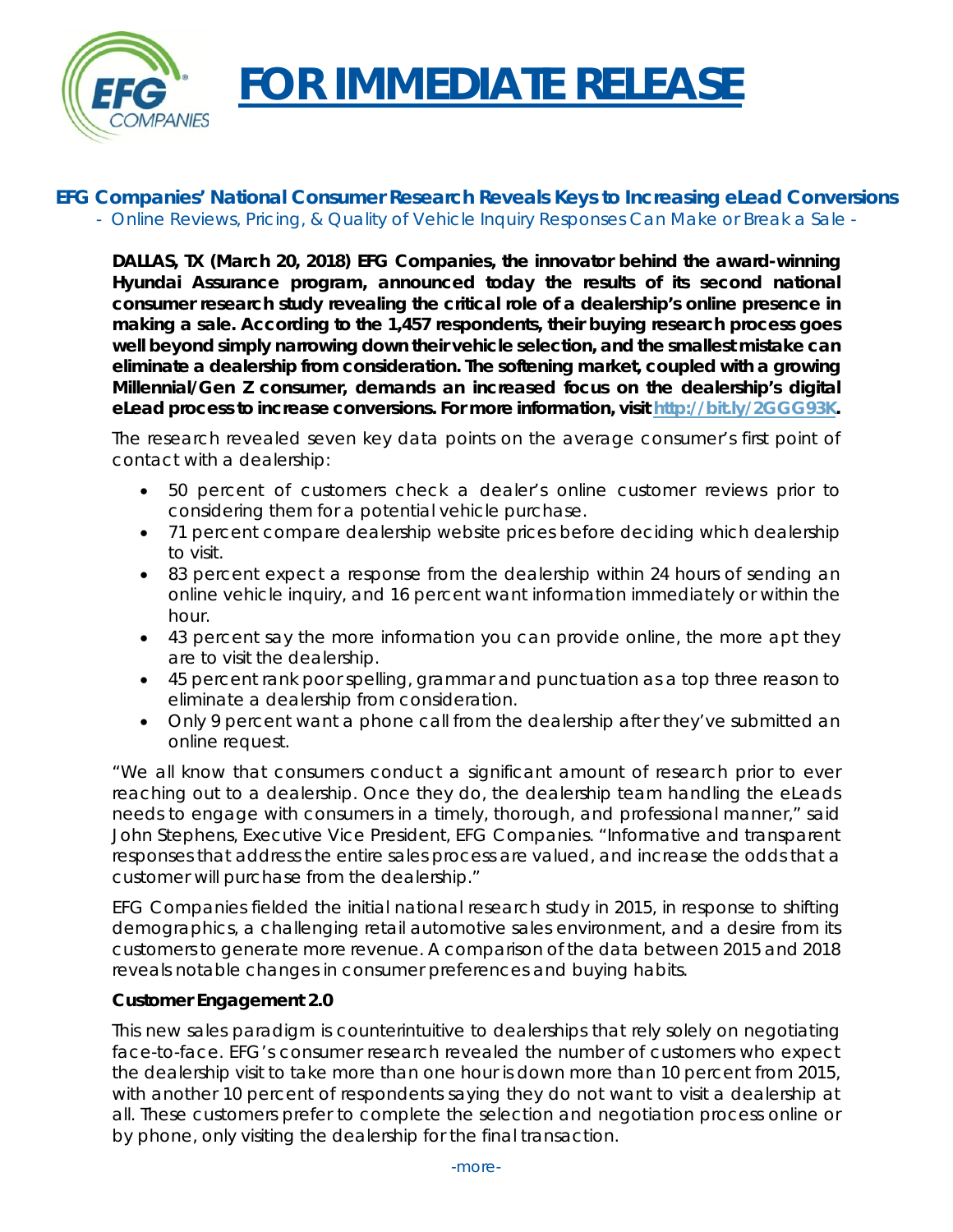# FOR IMMEDIATE RELEASE

## EFG Companies' National Consumer Research Reveals Keys to Increasing eLead Conversions

*- Online Reviews, Pricing, & Quality of Vehicle Inquiry Responses Can Make or Break a Sale -*

**DALLAS, TX (March 20, 2018) EFG Companies, the innovator behind the award-winning Hyundai Assurance program, announced today the results of its second national consumer research study revealing the critical role of a dealership's online presence in making a sale. According to the 1,457 respondents, their buying research process goes well beyond simply narrowing down their vehicle selection, and the smallest mistake can eliminate a dealership from consideration. The softening market, coupled with a growing Millennial/Gen Z consumer, demands an increased focus on the dealership's digital eLead process to increase conversions. For more information, visit http://bit.ly/2GGG93K.**

The research revealed seven key data points on the average consumer's first point of contact with a dealership:

- 50 percent of customers check a dealer's online customer reviews prior to considering them for a potential vehicle purchase.
- 71 percent compare dealership website prices before deciding which dealership to visit.
- 83 percent expect a response from the dealership within 24 hours of sending an online vehicle inquiry, and 16 percent want information immediately or within the hour.
- 43 percent say the more information you can provide online, the more apt they are to visit the dealership.
- 45 percent rank poor spelling, grammar and punctuation as a top three reason to eliminate a dealership from consideration.
- Only 9 percent want a phone call from the dealership after they've submitted an online request.

"We all know that consumers conduct a significant amount of research prior to ever reaching out to a dealership. Once they do, the dealership team handling the eLeads needs to engage with consumers in a timely, thorough, and professional manner," said John Stephens, Executive Vice President, EFG Companies. "Informative and transparent responses that address the entire sales process are valued, and increase the odds that a customer will purchase from the dealership."

EFG Companies fielded the initial national research study in 2015, in response to shifting demographics, a challenging retail automotive sales environment, and a desire from its customers to generate more revenue. A comparison of the data between 2015 and 2018 reveals notable changes in consumer preferences and buying habits.

**Customer Engagement 2.0**

This new sales paradigm is counterintuitive to dealerships that rely solely on negotiating face-to-face. EFG's consumer research revealed the number of customers who expect the dealership visit to take more than one hour is down more than 10 percent from 2015, with another 10 percent of respondents saying they do not want to visit a dealership at all. These customers prefer to complete the selection and negotiation process online or by phone, only visiting the dealership for the final transaction.

-more-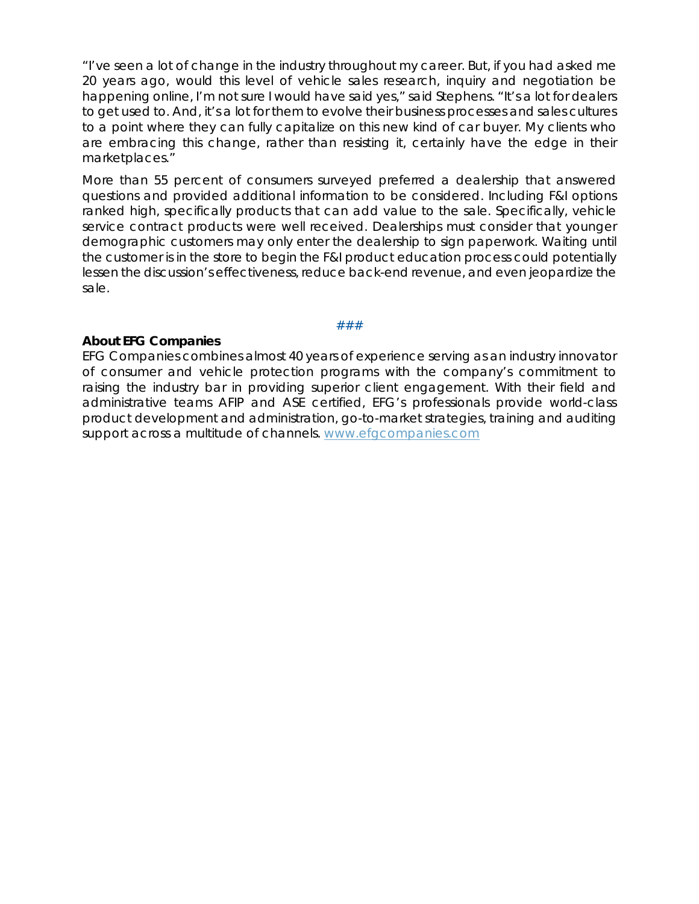"I've seen a lot of change in the industry throughout my career. But, if you had asked me 20 years ago, would this level of vehicle sales research, inquiry and negotiation be happening online, I'm not sure I would have said yes," said Stephens. "It's a lot for dealers to get used to. And, it's a lot for them to evolve their business processes and sales cultures to a point where they can fully capitalize on this new kind of car buyer. My clients who are embracing this change, rather than resisting it, certainly have the edge in their marketplaces."

More than 55 percent of consumers surveyed preferred a dealership that answered questions and provided additional information to be considered. Including F&I options ranked high, specifically products that can add value to the sale. Specifically, vehicle service contract products were well received. Dealerships must consider that younger demographic customers may only enter the dealership to sign paperwork. Waiting until the customer is in the store to begin the F&I product education process could potentially lessen the discussion's effectiveness, reduce back-end revenue, and even jeopardize the sale.

###

**About EFG Companies**

EFG Companies combines almost 40 years of experience serving as an industry innovator of consumer and vehicle protection programs with the company's commitment to raising the industry bar in providing superior client engagement. With their field and administrative teams AFIP and ASE certified, EFG's professionals provide world-class product development and administration, go-to-market strategies, training and auditing support across a multitude of channels. www.efgcompanies.com